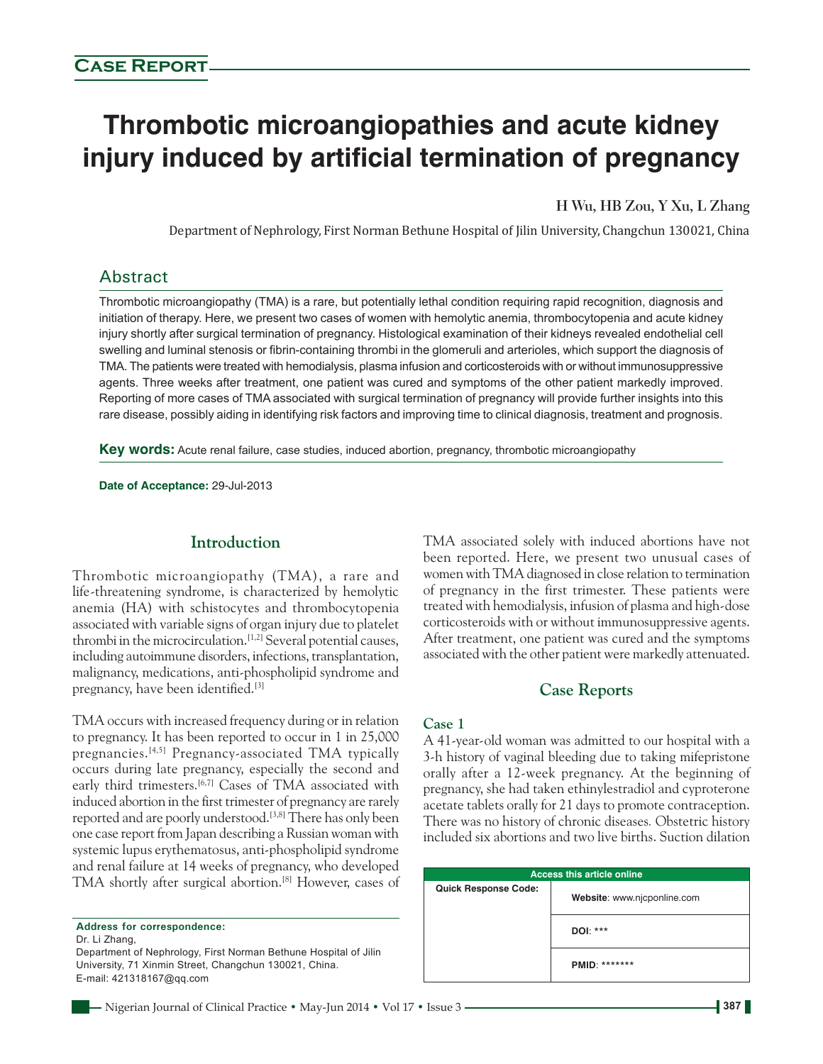**Case Report**

# Thrombotic microangiopathies and acute kidney injury induced by artificial termination of pregnancy

**H Wu, HB Zou, Y Xu, L Zhang**

Department of Nephrology, First Norman Bethune Hospital of Jilin University, Changchun 130021, China

## Abstract

Thrombotic microangiopathy (TMA) is a rare, but potentially lethal condition requiring rapid recognition, diagnosis and initiation of therapy. Here, we present two cases of women with hemolytic anemia, thrombocytopenia and acute kidney injury shortly after surgical termination of pregnancy. Histological examination of their kidneys revealed endothelial cell swelling and luminal stenosis or fibrin-containing thrombi in the glomeruli and arterioles, which support the diagnosis of TMA. The patients were treated with hemodialysis, plasma infusion and corticosteroids with or without immunosuppressive agents. Three weeks after treatment, one patient was cured and symptoms of the other patient markedly improved. Reporting of more cases of TMA associated with surgical termination of pregnancy will provide further insights into this rare disease, possibly aiding in identifying risk factors and improving time to clinical diagnosis, treatment and prognosis.

**Key words:** Acute renal failure, case studies, induced abortion, pregnancy, thrombotic microangiopathy

**Date of Acceptance:** 29-Jul-2013

## Introduction

Thrombotic microangiopathy (TMA), a rare and life-threatening syndrome, is characterized by hemolytic anemia (HA) with schistocytes and thrombocytopenia associated with variable signs of organ injury due to platelet thrombi in the microcirculation.[1,2] Several potential causes, including autoimmune disorders, infections, transplantation, malignancy, medications, anti-phospholipid syndrome and pregnancy, have been identified.[3]

TMA occurs with increased frequency during or in relation to pregnancy. It has been reported to occur in 1 in 25,000 pregnancies.[4,5] Pregnancy-associated TMA typically occurs during late pregnancy, especially the second and early third trimesters.[6,7] Cases of TMA associated with induced abortion in the first trimester of pregnancy are rarely reported and are poorly understood.[3,8] There has only been one case report from Japan describing a Russian woman with systemic lupus erythematosus, anti-phospholipid syndrome and renal failure at 14 weeks of pregnancy, who developed TMA shortly after surgical abortion.[8] However, cases of TMA associated solely with induced abortions have not been reported. Here, we present two unusual cases of women with TMA diagnosed in close relation to termination of pregnancy in the first trimester. These patients were treated with hemodialysis, infusion of plasma and high-dose corticosteroids with or without immunosuppressive agents. After treatment, one patient was cured and the symptoms associated with the other patient were markedly attenuated.

## Case Reports

### Case 1

A 41-year-old woman was admitted to our hospital with a 3-h history of vaginal bleeding due to taking mifepristone orally after a 12-week pregnancy. At the beginning of pregnancy, she had taken ethinylestradiol and cyproterone acetate tablets orally for 21 days to promote contraception. There was no history of chronic diseases. Obstetric history included six abortions and two live births. Suction dilation

**Address for correspondence:**
Dr. Li Zhang,
Department of Nephrology, First Norman Bethune Hospital of Jilin University, 71 Xinmin Street, Changchun 130021, China.
E-mail: 421318167@qq.com

| Access this article online | |
|---|---|
| Quick Response Code: | Website: www.njcponline.com |
| | DOI: *** |
| | PMID: ******* |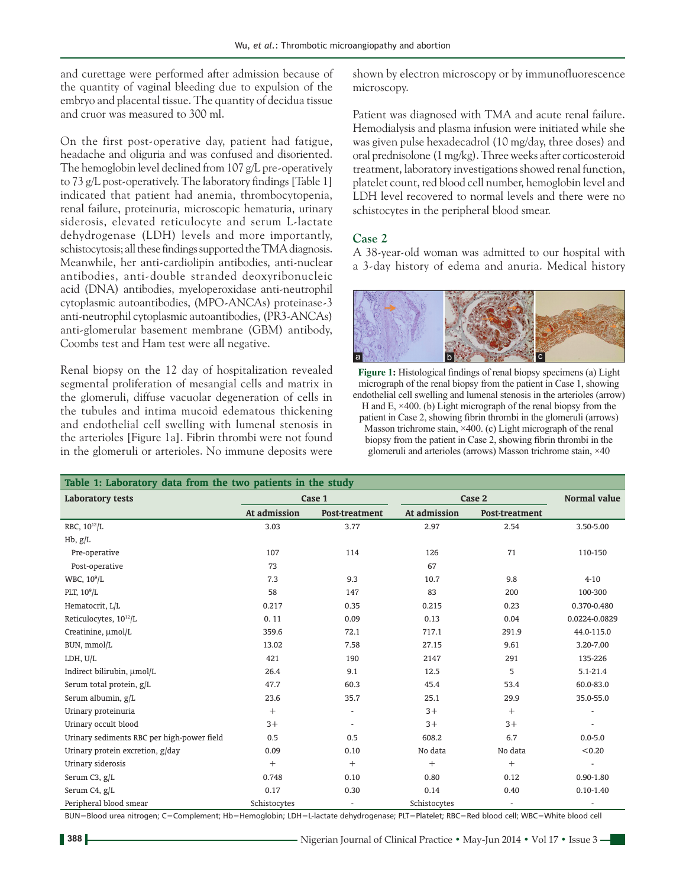and curettage were performed after admission because of the quantity of vaginal bleeding due to expulsion of the embryo and placental tissue. The quantity of decidua tissue and cruor was measured to 300 ml.

On the first post-operative day, patient had fatigue, headache and oliguria and was confused and disoriented. The hemoglobin level declined from 107 g/L pre-operatively to 73 g/L post-operatively. The laboratory findings [Table 1] indicated that patient had anemia, thrombocytopenia, renal failure, proteinuria, microscopic hematuria, urinary siderosis, elevated reticulocyte and serum L-lactate dehydrogenase (LDH) levels and more importantly, schistocytosis; all these findings supported the TMA diagnosis. Meanwhile, her anti-cardiolipin antibodies, anti-nuclear antibodies, anti-double stranded deoxyribonucleic acid (DNA) antibodies, myeloperoxidase anti-neutrophil cytoplasmic autoantibodies, (MPO-ANCAs) proteinase-3 anti-neutrophil cytoplasmic autoantibodies, (PR3-ANCAs) anti-glomerular basement membrane (GBM) antibody, Coombs test and Ham test were all negative.

Renal biopsy on the 12 day of hospitalization revealed segmental proliferation of mesangial cells and matrix in the glomeruli, diffuse vacuolar degeneration of cells in the tubules and intima mucoid edematous thickening and endothelial cell swelling with lumenal stenosis in the arterioles [Figure 1a]. Fibrin thrombi were not found in the glomeruli or arterioles. No immune deposits were shown by electron microscopy or by immunofluorescence microscopy.

Patient was diagnosed with TMA and acute renal failure. Hemodialysis and plasma infusion were initiated while she was given pulse hexadecadrol (10 mg/day, three doses) and oral prednisolone (1 mg/kg). Three weeks after corticosteroid treatment, laboratory investigations showed renal function, platelet count, red blood cell number, hemoglobin level and LDH level recovered to normal levels and there were no schistocytes in the peripheral blood smear.

### Case 2

A 38-year-old woman was admitted to our hospital with a 3-day history of edema and anuria. Medical history

**Figure 1:** Histological findings of renal biopsy specimens (a) Light micrograph of the renal biopsy from the patient in Case 1, showing endothelial cell swelling and lumenal stenosis in the arterioles (arrow) H and E, ×400. (b) Light micrograph of the renal biopsy from the patient in Case 2, showing fibrin thrombi in the glomeruli (arrows) Masson trichrome stain, ×400. (c) Light micrograph of the renal biopsy from the patient in Case 2, showing fibrin thrombi in the glomeruli and arterioles (arrows) Masson trichrome stain, ×40

**Table 1: Laboratory data from the two patients in the study**

| Laboratory tests | Case 1 | | Case 2 | | Normal value |
|---|---|---|---|---|---|
| | At admission | Post-treatment | At admission | Post-treatment | |
| RBC, $10^{12}$/L | 3.03 | 3.77 | 2.97 | 2.54 | 3.50-5.00 |
| Hb, g/L | | | | | |
| Pre-operative | 107 | 114 | 126 | 71 | 110-150 |
| Post-operative | 73 | | 67 | | |
| WBC, $10^9$/L | 7.3 | 9.3 | 10.7 | 9.8 | 4-10 |
| PLT, $10^9$/L | 58 | 147 | 83 | 200 | 100-300 |
| Hematocrit, L/L | 0.217 | 0.35 | 0.215 | 0.23 | 0.370-0.480 |
| Reticulocytes, $10^{12}$/L | 0. 11 | 0.09 | 0.13 | 0.04 | 0.0224-0.0829 |
| Creatinine, μmol/L | 359.6 | 72.1 | 717.1 | 291.9 | 44.0-115.0 |
| BUN, mmol/L | 13.02 | 7.58 | 27.15 | 9.61 | 3.20-7.00 |
| LDH, U/L | 421 | 190 | 2147 | 291 | 135-226 |
| Indirect bilirubin, μmol/L | 26.4 | 9.1 | 12.5 | 5 | 5.1-21.4 |
| Serum total protein, g/L | 47.7 | 60.3 | 45.4 | 53.4 | 60.0-83.0 |
| Serum albumin, g/L | 23.6 | 35.7 | 25.1 | 29.9 | 35.0-55.0 |
| Urinary proteinuria | + | - | 3+ | + | - |
| Urinary occult blood | 3+ | - | 3+ | 3+ | - |
| Urinary sediments RBC per high-power field | 0.5 | 0.5 | 608.2 | 6.7 | 0.0-5.0 |
| Urinary protein excretion, g/day | 0.09 | 0.10 | No data | No data | <0.20 |
| Urinary siderosis | + | + | + | + | - |
| Serum C3, g/L | 0.748 | 0.10 | 0.80 | 0.12 | 0.90-1.80 |
| Serum C4, g/L | 0.17 | 0.30 | 0.14 | 0.40 | 0.10-1.40 |
| Peripheral blood smear | Schistocytes | - | Schistocytes | - | - |

BUN=Blood urea nitrogen; C=Complement; Hb=Hemoglobin; LDH=L-lactate dehydrogenase; PLT=Platelet; RBC=Red blood cell; WBC=White blood cell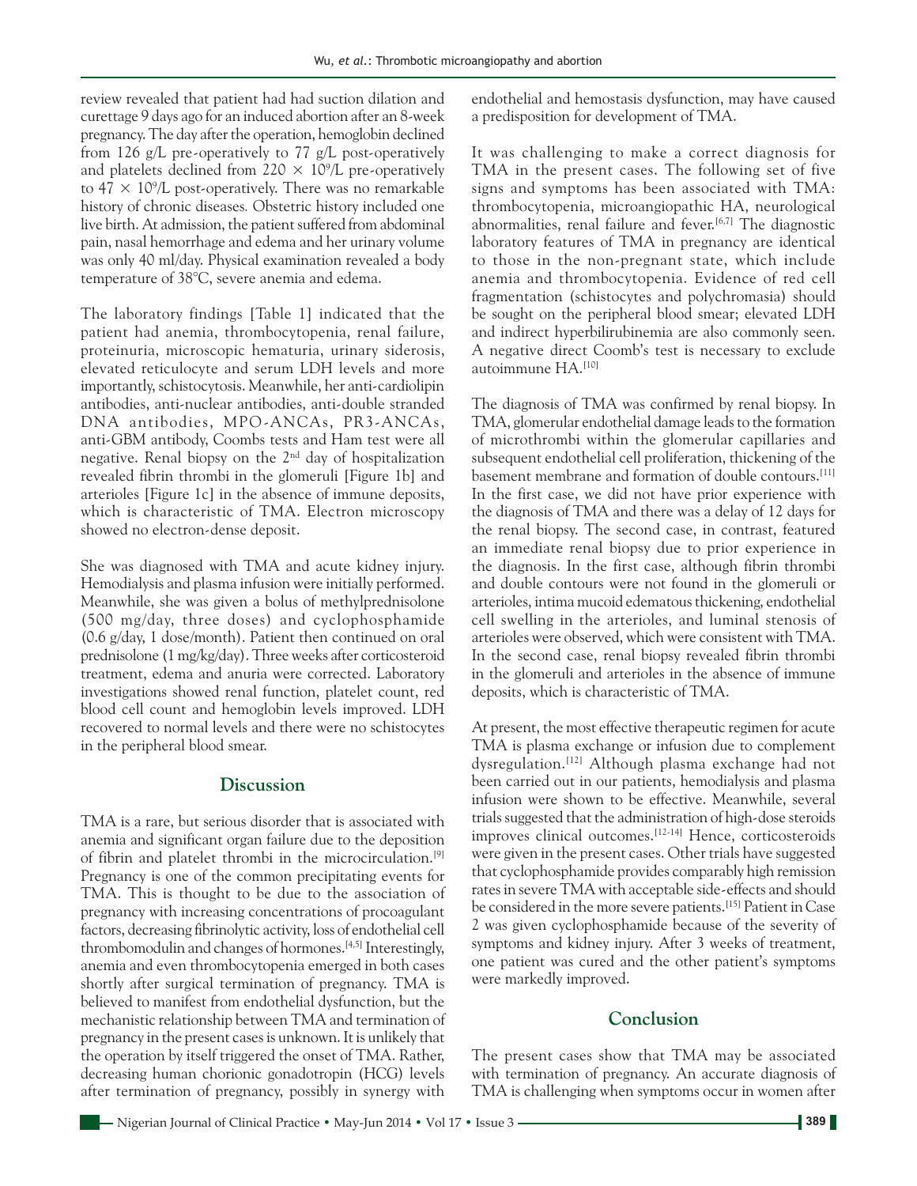review revealed that patient had had suction dilation and curettage 9 days ago for an induced abortion after an 8-week pregnancy. The day after the operation, hemoglobin declined from 126 g/L pre-operatively to 77 g/L post-operatively and platelets declined from $220 \times 10^9$/L pre-operatively to $47 \times 10^9$/L post-operatively. There was no remarkable history of chronic diseases. Obstetric history included one live birth. At admission, the patient suffered from abdominal pain, nasal hemorrhage and edema and her urinary volume was only 40 ml/day. Physical examination revealed a body temperature of 38°C, severe anemia and edema.

The laboratory findings [Table 1] indicated that the patient had anemia, thrombocytopenia, renal failure, proteinuria, microscopic hematuria, urinary siderosis, elevated reticulocyte and serum LDH levels and more importantly, schistocytosis. Meanwhile, her anti-cardiolipin antibodies, anti-nuclear antibodies, anti-double stranded DNA antibodies, MPO-ANCAs, PR3-ANCAs, anti-GBM antibody, Coombs tests and Ham test were all negative. Renal biopsy on the 2nd day of hospitalization revealed fibrin thrombi in the glomeruli [Figure 1b] and arterioles [Figure 1c] in the absence of immune deposits, which is characteristic of TMA. Electron microscopy showed no electron-dense deposit.

She was diagnosed with TMA and acute kidney injury. Hemodialysis and plasma infusion were initially performed. Meanwhile, she was given a bolus of methylprednisolone (500 mg/day, three doses) and cyclophosphamide (0.6 g/day, 1 dose/month). Patient then continued on oral prednisolone (1 mg/kg/day). Three weeks after corticosteroid treatment, edema and anuria were corrected. Laboratory investigations showed renal function, platelet count, red blood cell count and hemoglobin levels improved. LDH recovered to normal levels and there were no schistocytes in the peripheral blood smear.

## Discussion

TMA is a rare, but serious disorder that is associated with anemia and significant organ failure due to the deposition of fibrin and platelet thrombi in the microcirculation.[9] Pregnancy is one of the common precipitating events for TMA. This is thought to be due to the association of pregnancy with increasing concentrations of procoagulant factors, decreasing fibrinolytic activity, loss of endothelial cell thrombomodulin and changes of hormones.[4,5] Interestingly, anemia and even thrombocytopenia emerged in both cases shortly after surgical termination of pregnancy. TMA is believed to manifest from endothelial dysfunction, but the mechanistic relationship between TMA and termination of pregnancy in the present cases is unknown. It is unlikely that the operation by itself triggered the onset of TMA. Rather, decreasing human chorionic gonadotropin (HCG) levels after termination of pregnancy, possibly in synergy with endothelial and hemostasis dysfunction, may have caused a predisposition for development of TMA.

It was challenging to make a correct diagnosis for TMA in the present cases. The following set of five signs and symptoms has been associated with TMA: thrombocytopenia, microangiopathic HA, neurological abnormalities, renal failure and fever.[6,7] The diagnostic laboratory features of TMA in pregnancy are identical to those in the non-pregnant state, which include anemia and thrombocytopenia. Evidence of red cell fragmentation (schistocytes and polychromasia) should be sought on the peripheral blood smear; elevated LDH and indirect hyperbilirubinemia are also commonly seen. A negative direct Coomb's test is necessary to exclude autoimmune HA.[10]

The diagnosis of TMA was confirmed by renal biopsy. In TMA, glomerular endothelial damage leads to the formation of microthrombi within the glomerular capillaries and subsequent endothelial cell proliferation, thickening of the basement membrane and formation of double contours.[11] In the first case, we did not have prior experience with the diagnosis of TMA and there was a delay of 12 days for the renal biopsy. The second case, in contrast, featured an immediate renal biopsy due to prior experience in the diagnosis. In the first case, although fibrin thrombi and double contours were not found in the glomeruli or arterioles, intima mucoid edematous thickening, endothelial cell swelling in the arterioles, and luminal stenosis of arterioles were observed, which were consistent with TMA. In the second case, renal biopsy revealed fibrin thrombi in the glomeruli and arterioles in the absence of immune deposits, which is characteristic of TMA.

At present, the most effective therapeutic regimen for acute TMA is plasma exchange or infusion due to complement dysregulation.[12] Although plasma exchange had not been carried out in our patients, hemodialysis and plasma infusion were shown to be effective. Meanwhile, several trials suggested that the administration of high-dose steroids improves clinical outcomes.[12-14] Hence, corticosteroids were given in the present cases. Other trials have suggested that cyclophosphamide provides comparably high remission rates in severe TMA with acceptable side-effects and should be considered in the more severe patients.[15] Patient in Case 2 was given cyclophosphamide because of the severity of symptoms and kidney injury. After 3 weeks of treatment, one patient was cured and the other patient's symptoms were markedly improved.

## Conclusion

The present cases show that TMA may be associated with termination of pregnancy. An accurate diagnosis of TMA is challenging when symptoms occur in women after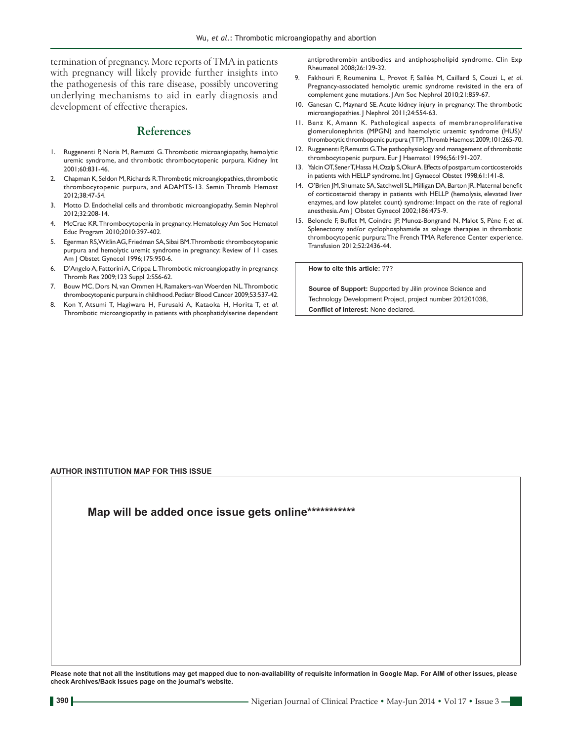termination of pregnancy. More reports of TMA in patients with pregnancy will likely provide further insights into the pathogenesis of this rare disease, possibly uncovering underlying mechanisms to aid in early diagnosis and development of effective therapies.

## References

1. Ruggenenti P, Noris M, Remuzzi G. Thrombotic microangiopathy, hemolytic uremic syndrome, and thrombotic thrombocytopenic purpura. Kidney Int 2001;60:831-46.
2. Chapman K, Seldon M, Richards R. Thrombotic microangiopathies, thrombotic thrombocytopenic purpura, and ADAMTS-13. Semin Thromb Hemost 2012;38:47-54.
3. Motto D. Endothelial cells and thrombotic microangiopathy. Semin Nephrol 2012;32:208-14.
4. McCrae KR. Thrombocytopenia in pregnancy. Hematology Am Soc Hematol Educ Program 2010;2010:397-402.
5. Egerman RS, Witlin AG, Friedman SA, Sibai BM. Thrombotic thrombocytopenic purpura and hemolytic uremic syndrome in pregnancy: Review of 11 cases. Am J Obstet Gynecol 1996;175:950-6.
6. D'Angelo A, Fattorini A, Crippa L. Thrombotic microangiopathy in pregnancy. Thromb Res 2009;123 Suppl 2:S56-62.
7. Bouw MC, Dors N, van Ommen H, Ramakers-van Woerden NL. Thrombotic thrombocytopenic purpura in childhood. Pediatr Blood Cancer 2009;53:537-42.
8. Kon Y, Atsumi T, Hagiwara H, Furusaki A, Kataoka H, Horita T, *et al*. Thrombotic microangiopathy in patients with phosphatidylserine dependent antiprothrombin antibodies and antiphospholipid syndrome. Clin Exp Rheumatol 2008;26:129-32.
9. Fakhouri F, Roumenina L, Provot F, Sallée M, Caillard S, Couzi L, *et al*. Pregnancy-associated hemolytic uremic syndrome revisited in the era of complement gene mutations. J Am Soc Nephrol 2010;21:859-67.
10. Ganesan C, Maynard SE. Acute kidney injury in pregnancy: The thrombotic microangiopathies. J Nephrol 2011;24:554-63.
11. Benz K, Amann K. Pathological aspects of membranoproliferative glomerulonephritis (MPGN) and haemolytic uraemic syndrome (HUS)/ thrombocytic thrombopenic purpura (TTP). Thromb Haemost 2009;101:265-70.
12. Ruggenenti P, Remuzzi G. The pathophysiology and management of thrombotic thrombocytopenic purpura. Eur J Haematol 1996;56:191-207.
13. Yalcin OT, Sener T, Hassa H, Ozalp S, Okur A. Effects of postpartum corticosteroids in patients with HELLP syndrome. Int J Gynaecol Obstet 1998;61:141-8.
14. O'Brien JM, Shumate SA, Satchwell SL, Milligan DA, Barton JR. Maternal benefit of corticosteroid therapy in patients with HELLP (hemolysis, elevated liver enzymes, and low platelet count) syndrome: Impact on the rate of regional anesthesia. Am J Obstet Gynecol 2002;186:475-9.
15. Beloncle F, Buffet M, Coindre JP, Munoz-Bongrand N, Malot S, Pène F, *et al*. Splenectomy and/or cyclophosphamide as salvage therapies in thrombotic thrombocytopenic purpura: The French TMA Reference Center experience. Transfusion 2012;52:2436-44.

**How to cite this article:** ???

**Source of Support:** Supported by Jilin province Science and Technology Development Project, project number 201201036, **Conflict of Interest:** None declared.

**AUTHOR INSTITUTION MAP FOR THIS ISSUE**

**Map will be added once issue gets online\*\*\*\*\*\*\*\*\*\*\***

**Please note that not all the institutions may get mapped due to non-availability of requisite information in Google Map. For AIM of other issues, please check Archives/Back Issues page on the journal's website.**